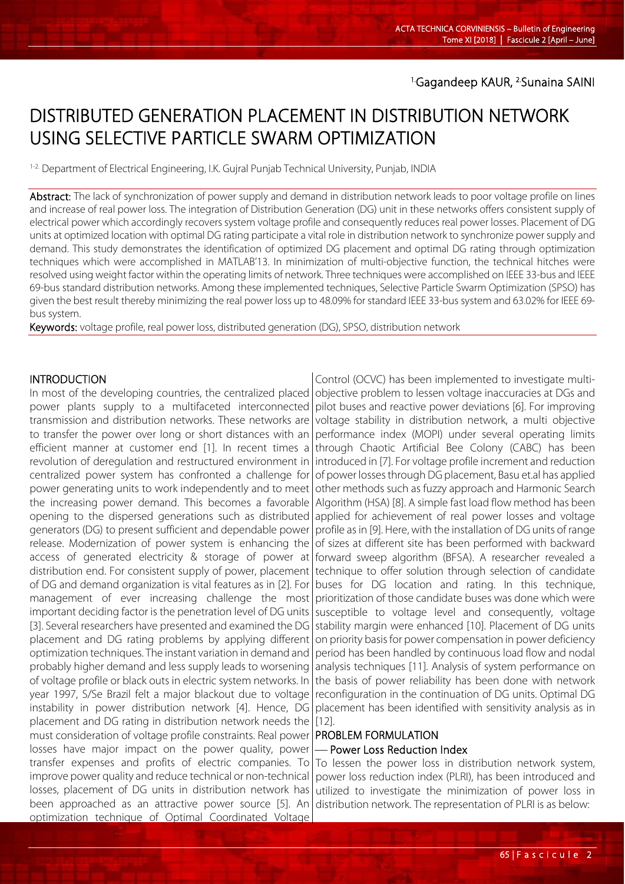[1.]Gagandeep KAUR, [2.]Sunaina SAINI

# DISTRIBUTED GENERATION PLACEMENT IN DISTRIBUTION NETWORK USING SELECTIVE PARTICLE SWARM OPTIMIZATION

[1-2.] Department of Electrical Engineering, I.K. Gujral Punjab Technical University, Punjab, INDIA

**Abstract:** The lack of synchronization of power supply and demand in distribution network leads to poor voltage profile on lines and increase of real power loss. The integration of Distribution Generation (DG) unit in these networks offers consistent supply of electrical power which accordingly recovers system voltage profile and consequently reduces real power losses. Placement of DG units at optimized location with optimal DG rating participate a vital role in distribution network to synchronize power supply and demand. This study demonstrates the identification of optimized DG placement and optimal DG rating through optimization techniques which were accomplished in MATLAB'13. In minimization of multi-objective function, the technical hitches were resolved using weight factor within the operating limits of network. Three techniques were accomplished on IEEE 33-bus and IEEE 69-bus standard distribution networks. Among these implemented techniques, Selective Particle Swarm Optimization (SPSO) has given the best result thereby minimizing the real power loss up to 48.09% for standard IEEE 33-bus system and 63.02% for IEEE 69-bus system.

**Keywords:** voltage profile, real power loss, distributed generation (DG), SPSO, distribution network

## INTRODUCTION

In most of the developing countries, the centralized placed power plants supply to a multifaceted interconnected transmission and distribution networks. These networks are to transfer the power over long or short distances with an efficient manner at customer end [1]. In recent times a revolution of deregulation and restructured environment in centralized power system has confronted a challenge for power generating units to work independently and to meet the increasing power demand. This becomes a favorable opening to the dispersed generations such as distributed generators (DG) to present sufficient and dependable power release. Modernization of power system is enhancing the access of generated electricity & storage of power at distribution end. For consistent supply of power, placement of DG and demand organization is vital features as in [2]. For management of ever increasing challenge the most important deciding factor is the penetration level of DG units [3]. Several researchers have presented and examined the DG placement and DG rating problems by applying different optimization techniques. The instant variation in demand and probably higher demand and less supply leads to worsening of voltage profile or black outs in electric system networks. In year 1997, S/Se Brazil felt a major blackout due to voltage instability in power distribution network [4]. Hence, DG placement and DG rating in distribution network needs the must consideration of voltage profile constraints. Real power losses have major impact on the power quality, power transfer expenses and profits of electric companies. To improve power quality and reduce technical or non-technical losses, placement of DG units in distribution network has been approached as an attractive power source [5]. An optimization technique of Optimal Coordinated Voltage Control (OCVC) has been implemented to investigate multi-objective problem to lessen voltage inaccuracies at DGs and pilot buses and reactive power deviations [6]. For improving voltage stability in distribution network, a multi objective performance index (MOPI) under several operating limits through Chaotic Artificial Bee Colony (CABC) has been introduced in [7]. For voltage profile increment and reduction of power losses through DG placement, Basu et.al has applied other methods such as fuzzy approach and Harmonic Search Algorithm (HSA) [8]. A simple fast load flow method has been applied for achievement of real power losses and voltage profile as in [9]. Here, with the installation of DG units of range of sizes at different site has been performed with backward forward sweep algorithm (BFSA). A researcher revealed a technique to offer solution through selection of candidate buses for DG location and rating. In this technique, prioritization of those candidate buses was done which were susceptible to voltage level and consequently, voltage stability margin were enhanced [10]. Placement of DG units on priority basis for power compensation in power deficiency period has been handled by continuous load flow and nodal analysis techniques [11]. Analysis of system performance on the basis of power reliability has been done with network reconfiguration in the continuation of DG units. Optimal DG placement has been identified with sensitivity analysis as in [12].

## PROBLEM FORMULATION

### — Power Loss Reduction Index

To lessen the power loss in distribution network system, power loss reduction index (PLRI), has been introduced and utilized to investigate the minimization of power loss in distribution network. The representation of PLRI is as below: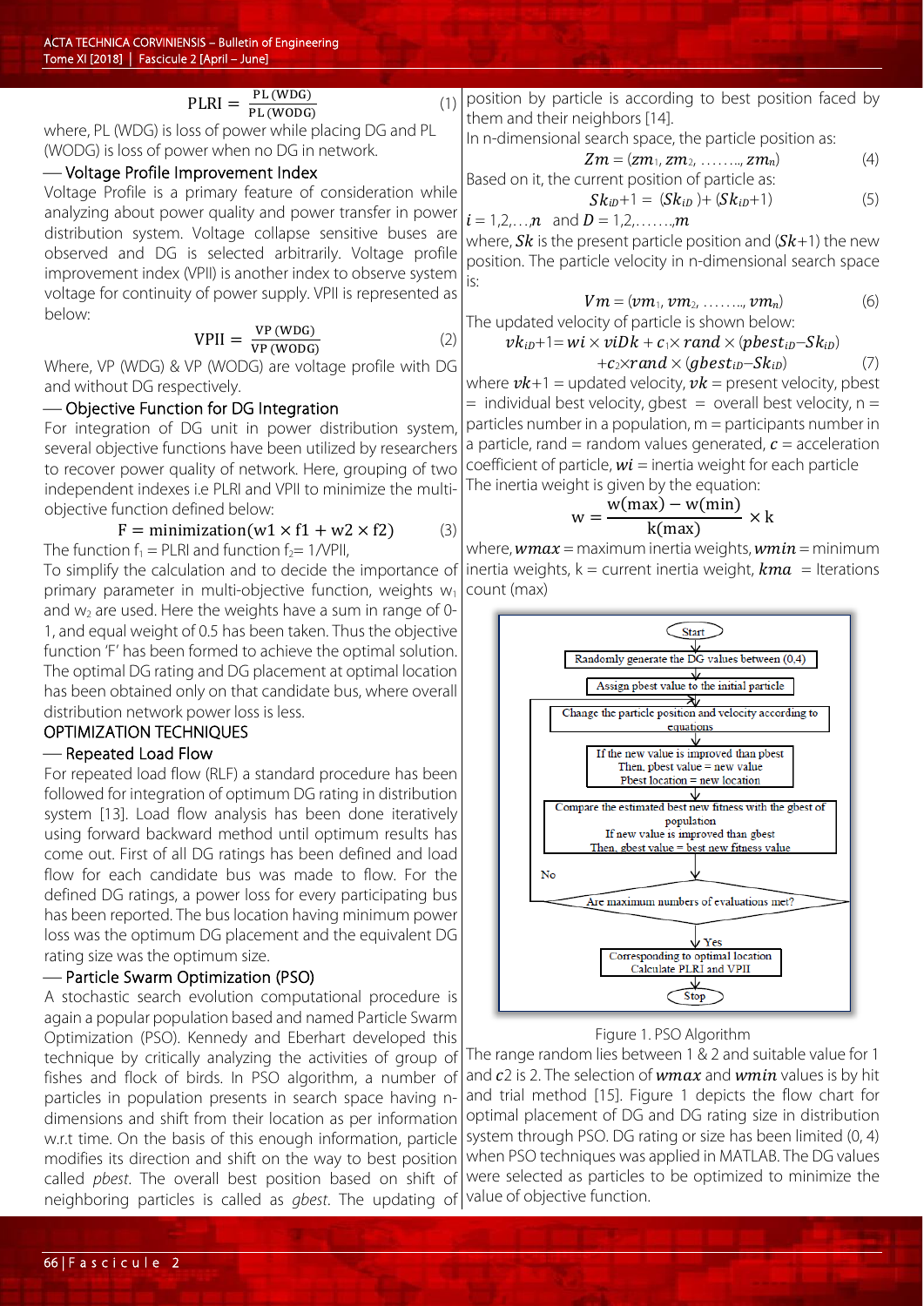$$\text{PLRI} = \frac{\text{PL (WDG)}}{\text{PL (WODG)}} \quad (1)$$

where, PL (WDG) is loss of power while placing DG and PL (WODG) is loss of power when no DG in network.

### — Voltage Profile Improvement Index

Voltage Profile is a primary feature of consideration while analyzing about power quality and power transfer in power distribution system. Voltage collapse sensitive buses are observed and DG is selected arbitrarily. Voltage profile improvement index (VPII) is another index to observe system voltage for continuity of power supply. VPII is represented as below:

$$\text{VPII} = \frac{\text{VP (WDG)}}{\text{VP (WODG)}} \quad (2)$$

Where, VP (WDG) & VP (WODG) are voltage profile with DG and without DG respectively.

### — Objective Function for DG Integration

For integration of DG unit in power distribution system, several objective functions have been utilized by researchers to recover power quality of network. Here, grouping of two independent indexes i.e PLRI and VPII to minimize the multi-objective function defined below:

$$\text{F} = \text{minimization}(\text{w1} \times \text{f1} + \text{w2} \times \text{f2}) \quad (3)$$

The function $f_1$ = PLRI and function $f_2$= 1/VPII,

To simplify the calculation and to decide the importance of primary parameter in multi-objective function, weights $w_1$ and $w_2$ are used. Here the weights have a sum in range of 0-1, and equal weight of 0.5 has been taken. Thus the objective function 'F' has been formed to achieve the optimal solution. The optimal DG rating and DG placement at optimal location has been obtained only on that candidate bus, where overall distribution network power loss is less.

## OPTIMIZATION TECHNIQUES

### — Repeated Load Flow

For repeated load flow (RLF) a standard procedure has been followed for integration of optimum DG rating in distribution system [13]. Load flow analysis has been done iteratively using forward backward method until optimum results has come out. First of all DG ratings has been defined and load flow for each candidate bus was made to flow. For the defined DG ratings, a power loss for every participating bus has been reported. The bus location having minimum power loss was the optimum DG placement and the equivalent DG rating size was the optimum size.

### — Particle Swarm Optimization (PSO)

A stochastic search evolution computational procedure is again a popular population based and named Particle Swarm Optimization (PSO). Kennedy and Eberhart developed this technique by critically analyzing the activities of group of fishes and flock of birds. In PSO algorithm, a number of particles in population presents in search space having n-dimensions and shift from their location as per information w.r.t time. On the basis of this enough information, particle modifies its direction and shift on the way to best position called *pbest*. The overall best position based on shift of neighboring particles is called as *gbest*. The updating of position by particle is according to best position faced by them and their neighbors [14].

In n-dimensional search space, the particle position as:

$$Zm = (zm_1, zm_2, \ldots\ldots, zm_n) \quad (4)$$

Based on it, the current position of particle as:

$$Sk_{iD}+1 = (Sk_{iD}) + (Sk_{iD}+1) \quad (5)$$

$i = 1,2,\ldots,n$ and $D = 1,2,\ldots\ldots,m$

where, $Sk$ is the present particle position and ($Sk$+1) the new position. The particle velocity in n-dimensional search space is:

$$Vm = (vm_1, vm_2, \ldots\ldots, vm_n) \quad (6)$$

The updated velocity of particle is shown below:

$$vk_{iD}+1 = wi \times viDk + c_1 \times rand \times (pbest_{iD} - Sk_{iD}) + c_2 \times rand \times (gbest_{iD} - Sk_{iD}) \quad (7)$$

where $vk$+1 = updated velocity, $vk$ = present velocity, pbest = individual best velocity, gbest = overall best velocity, n = particles number in a population, m = participants number in a particle, rand = random values generated, $c$ = acceleration coefficient of particle, $wi$ = inertia weight for each particle

The inertia weight is given by the equation:

$$\text{w} = \frac{\text{w(max)} - \text{w(min)}}{\text{k(max)}} \times \text{k}$$

where, $wmax$ = maximum inertia weights, $wmin$ = minimum inertia weights, k = current inertia weight, $kma$ = Iterations count (max)

```
Start
  ↓
Randomly generate the DG values between (0,4)
  ↓
Assign pbest value to the initial particle
  ↓
Change the particle position and velocity according to equations   ←──┐
  ↓                                                                    │
If the new value is improved than pbest                                │
Then, pbest value = new value                                          │
Pbest location = new location                                          │
  ↓                                                                    │
Compare the estimated best new fitness with the gbest of population    │
If new value is improved than gbest                                    │
Then, gbest value = best new fitness value                             │
  ↓                                                                    │
Are maximum numbers of evaluations met? ── No ─────────────────────────┘
  ↓ Yes
Corresponding to optimal location
Calculate PLRI and VPII
  ↓
Stop
```

Figure 1. PSO Algorithm

The range random lies between 1 & 2 and suitable value for 1 and $c2$ is 2. The selection of $wmax$ and $wmin$ values is by hit and trial method [15]. Figure 1 depicts the flow chart for optimal placement of DG and DG rating size in distribution system through PSO. DG rating or size has been limited (0, 4) when PSO techniques was applied in MATLAB. The DG values were selected as particles to be optimized to minimize the value of objective function.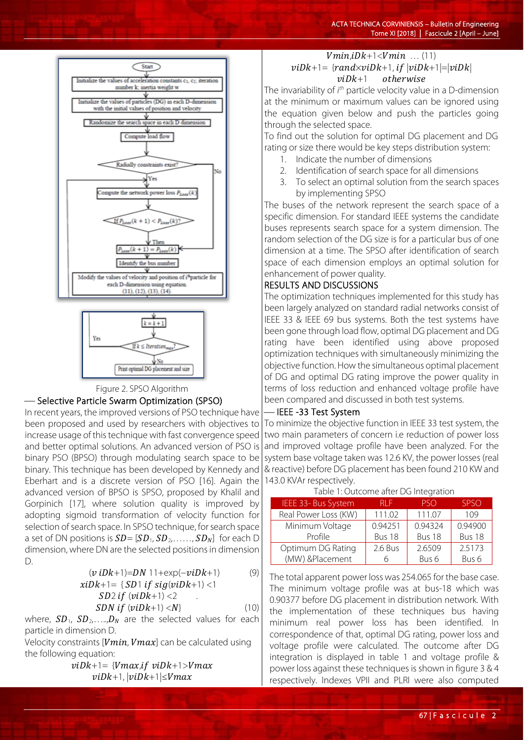Figure 2. SPSO Algorithm

## — Selective Particle Swarm Optimization (SPSO)

In recent years, the improved versions of PSO technique have been proposed and used by researchers with objectives to increase usage of this technique with fast convergence speed and better optimal solutions. An advanced version of PSO is binary PSO (BPSO) through modulating search space to be binary. This technique has been developed by Kennedy and Eberhart and is a discrete version of PSO [16]. Again the advanced version of BPSO is SPSO, proposed by Khalil and Gorpinich [17], where solution quality is improved by adopting sigmoid transformation of velocity function for selection of search space. In SPSO technique, for search space a set of DN positions is $SD = [SD_1, SD_2, \ldots\ldots, SD_N]$ for each D dimension, where DN are the selected positions in dimension D.

$$(v\, iDk+1) = DN\ 11 + \exp(-viDk+1) \quad (9)$$

$$xiDk+1 = \{SD1\ if\ sig(viDk+1) < 1$$
$$SD2\ if\ (viDk+1) < 2$$
$$SDN\ if\ (viDk+1) < N\} \quad (10)$$

where, $SD_1$, $SD_2, \ldots, D_N$ are the selected values for each particle in dimension D.

Velocity constraints $[Vmin, Vmax]$ can be calculated using the following equation:

$$viDk+1 = \{Vmax, if\ viDk+1 > Vmax$$
$$viDk+1, |viDk+1| \le Vmax$$
$$Vmin, iDk+1 < Vmin \ \ldots (11)$$

$$viDk+1 = \{rand \times viDk+1, if\ |viDk+1| = |viDk|$$
$$viDk+1 \quad otherwise$$

The invariability of $i^{th}$ particle velocity value in a D-dimension at the minimum or maximum values can be ignored using the equation given below and push the particles going through the selected space.

To find out the solution for optimal DG placement and DG rating or size there would be key steps distribution system:

1. Indicate the number of dimensions
2. Identification of search space for all dimensions
3. To select an optimal solution from the search spaces by implementing SPSO

The buses of the network represent the search space of a specific dimension. For standard IEEE systems the candidate buses represents search space for a system dimension. The random selection of the DG size is for a particular bus of one dimension at a time. The SPSO after identification of search space of each dimension employs an optimal solution for enhancement of power quality.

## RESULTS AND DISCUSSIONS

The optimization techniques implemented for this study has been largely analyzed on standard radial networks consist of IEEE 33 & IEEE 69 bus systems. Both the test systems have been gone through load flow, optimal DG placement and DG rating have been identified using above proposed optimization techniques with simultaneously minimizing the objective function. How the simultaneous optimal placement of DG and optimal DG rating improve the power quality in terms of loss reduction and enhanced voltage profile have been compared and discussed in both test systems.

## — IEEE -33 Test System

To minimize the objective function in IEEE 33 test system, the two main parameters of concern i.e reduction of power loss and improved voltage profile have been analyzed. For the system base voltage taken was 12.6 KV, the power losses (real & reactive) before DG placement has been found 210 KW and 143.0 KVAr respectively.

Table 1: Outcome after DG Integration

| IEEE 33- Bus System | RLF | PSO | SPSO |
|---|---|---|---|
| Real Power Loss (KW) | 111.02 | 111.07 | 109 |
| Minimum Voltage Profile | 0.94251 Bus 18 | 0.94324 Bus 18 | 0.94900 Bus 18 |
| Optimum DG Rating (MW) &Placement | 2.6 Bus 6 | 2.6509 Bus 6 | 2.5173 Bus 6 |

The total apparent power loss was 254.065 for the base case. The minimum voltage profile was at bus-18 which was 0.90377 before DG placement in distribution network. With the implementation of these techniques bus having minimum real power loss has been identified. In correspondence of that, optimal DG rating, power loss and voltage profile were calculated. The outcome after DG integration is displayed in table 1 and voltage profile & power loss against these techniques is shown in figure 3 & 4 respectively. Indexes VPII and PLRI were also computed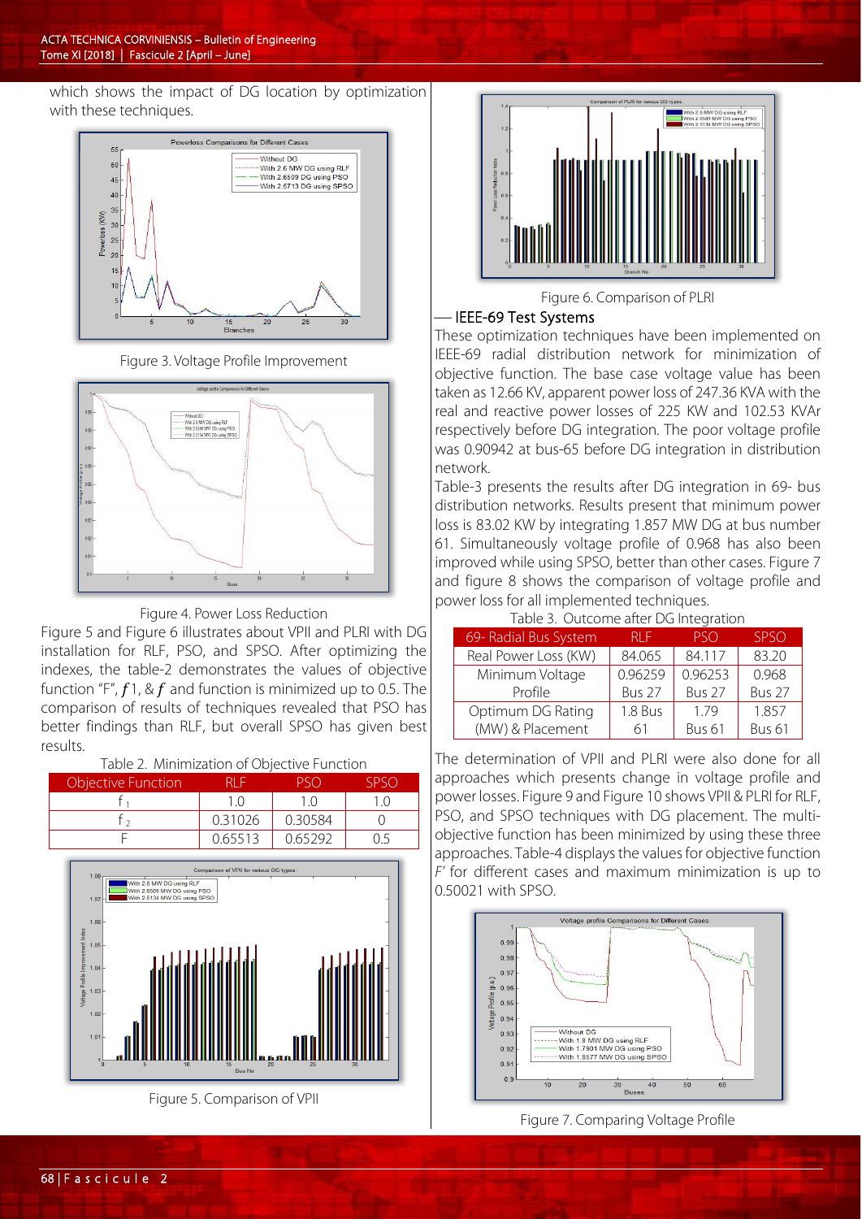which shows the impact of DG location by optimization with these techniques.

Figure 3. Voltage Profile Improvement

Figure 4. Power Loss Reduction

Figure 5 and Figure 6 illustrates about VPII and PLRI with DG installation for RLF, PSO, and SPSO. After optimizing the indexes, the table-2 demonstrates the values of objective function "F", $f$1, & $f$ and function is minimized up to 0.5. The comparison of results of techniques revealed that PSO has better findings than RLF, but overall SPSO has given best results.

Table 2. Minimization of Objective Function

| Objective Function | RLF | PSO | SPSO |
|---|---|---|---|
| $f_1$ | 1.0 | 1.0 | 1.0 |
| $f_2$ | 0.31026 | 0.30584 | 0 |
| F | 0.65513 | 0.65292 | 0.5 |

Figure 5. Comparison of VPII

Figure 6. Comparison of PLRI

## — IEEE-69 Test Systems

These optimization techniques have been implemented on IEEE-69 radial distribution network for minimization of objective function. The base case voltage value has been taken as 12.66 KV, apparent power loss of 247.36 KVA with the real and reactive power losses of 225 KW and 102.53 KVAr respectively before DG integration. The poor voltage profile was 0.90942 at bus-65 before DG integration in distribution network.

Table-3 presents the results after DG integration in 69- bus distribution networks. Results present that minimum power loss is 83.02 KW by integrating 1.857 MW DG at bus number 61. Simultaneously voltage profile of 0.968 has also been improved while using SPSO, better than other cases. Figure 7 and figure 8 shows the comparison of voltage profile and power loss for all implemented techniques.

Table 3. Outcome after DG Integration

| 69- Radial Bus System | RLF | PSO | SPSO |
|---|---|---|---|
| Real Power Loss (KW) | 84.065 | 84.117 | 83.20 |
| Minimum Voltage Profile | 0.96259 Bus 27 | 0.96253 Bus 27 | 0.968 Bus 27 |
| Optimum DG Rating (MW) & Placement | 1.8 Bus 61 | 1.79 Bus 61 | 1.857 Bus 61 |

The determination of VPII and PLRI were also done for all approaches which present change in voltage profile and power losses. Figure 9 and Figure 10 shows VPII & PLRI for RLF, PSO, and SPSO techniques with DG placement. The multi-objective function has been minimized by using these three approaches. Table-4 displays the values for objective function *F'* for different cases and maximum minimization is up to 0.50021 with SPSO.

Figure 7. Comparing Voltage Profile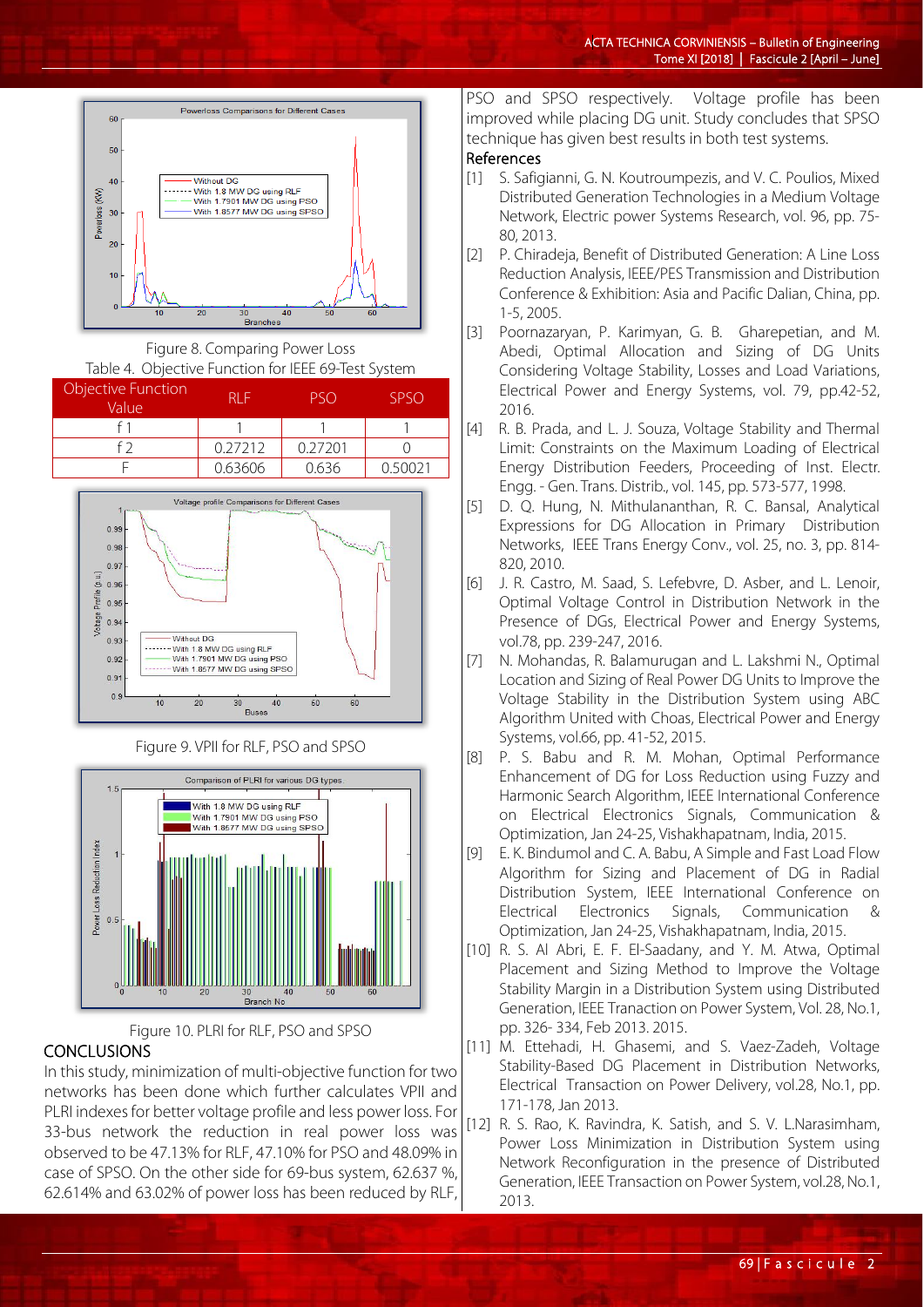Figure 8. Comparing Power Loss

Table 4. Objective Function for IEEE 69-Test System

| Objective Function Value | RLF | PSO | SPSO |
|---|---|---|---|
| f 1 | 1 | 1 | 1 |
| f 2 | 0.27212 | 0.27201 | 0 |
| F | 0.63606 | 0.636 | 0.50021 |

Figure 9. VPII for RLF, PSO and SPSO

Figure 10. PLRI for RLF, PSO and SPSO

## CONCLUSIONS

In this study, minimization of multi-objective function for two networks has been done which further calculates VPII and PLRI indexes for better voltage profile and less power loss. For 33-bus network the reduction in real power loss was observed to be 47.13% for RLF, 47.10% for PSO and 48.09% in case of SPSO. On the other side for 69-bus system, 62.637 %, 62.614% and 63.02% of power loss has been reduced by RLF, PSO and SPSO respectively. Voltage profile has been improved while placing DG unit. Study concludes that SPSO technique has given best results in both test systems.

## References

[1] S. Safigianni, G. N. Koutroumpezis, and V. C. Poulios, Mixed Distributed Generation Technologies in a Medium Voltage Network, Electric power Systems Research, vol. 96, pp. 75-80, 2013.

[2] P. Chiradeja, Benefit of Distributed Generation: A Line Loss Reduction Analysis, IEEE/PES Transmission and Distribution Conference & Exhibition: Asia and Pacific Dalian, China, pp. 1-5, 2005.

[3] Poornazaryan, P. Karimyan, G. B. Gharepetian, and M. Abedi, Optimal Allocation and Sizing of DG Units Considering Voltage Stability, Losses and Load Variations, Electrical Power and Energy Systems, vol. 79, pp.42-52, 2016.

[4] R. B. Prada, and L. J. Souza, Voltage Stability and Thermal Limit: Constraints on the Maximum Loading of Electrical Energy Distribution Feeders, Proceeding of Inst. Electr. Engg. - Gen. Trans. Distrib., vol. 145, pp. 573-577, 1998.

[5] D. Q. Hung, N. Mithulananthan, R. C. Bansal, Analytical Expressions for DG Allocation in Primary Distribution Networks, IEEE Trans Energy Conv., vol. 25, no. 3, pp. 814-820, 2010.

[6] J. R. Castro, M. Saad, S. Lefebvre, D. Asber, and L. Lenoir, Optimal Voltage Control in Distribution Network in the Presence of DGs, Electrical Power and Energy Systems, vol.78, pp. 239-247, 2016.

[7] N. Mohandas, R. Balamurugan and L. Lakshmi N., Optimal Location and Sizing of Real Power DG Units to Improve the Voltage Stability in the Distribution System using ABC Algorithm United with Choas, Electrical Power and Energy Systems, vol.66, pp. 41-52, 2015.

[8] P. S. Babu and R. M. Mohan, Optimal Performance Enhancement of DG for Loss Reduction using Fuzzy and Harmonic Search Algorithm, IEEE International Conference on Electrical Electronics Signals, Communication & Optimization, Jan 24-25, Vishakhapatnam, India, 2015.

[9] E. K. Bindumol and C. A. Babu, A Simple and Fast Load Flow Algorithm for Sizing and Placement of DG in Radial Distribution System, IEEE International Conference on Electrical Electronics Signals, Communication & Optimization, Jan 24-25, Vishakhapatnam, India, 2015.

[10] R. S. Al Abri, E. F. El-Saadany, and Y. M. Atwa, Optimal Placement and Sizing Method to Improve the Voltage Stability Margin in a Distribution System using Distributed Generation, IEEE Tranaction on Power System, Vol. 28, No.1, pp. 326- 334, Feb 2013. 2015.

[11] M. Ettehadi, H. Ghasemi, and S. Vaez-Zadeh, Voltage Stability-Based DG Placement in Distribution Networks, Electrical Transaction on Power Delivery, vol.28, No.1, pp. 171-178, Jan 2013.

[12] R. S. Rao, K. Ravindra, K. Satish, and S. V. L.Narasimham, Power Loss Minimization in Distribution System using Network Reconfiguration in the presence of Distributed Generation, IEEE Transaction on Power System, vol.28, No.1, 2013.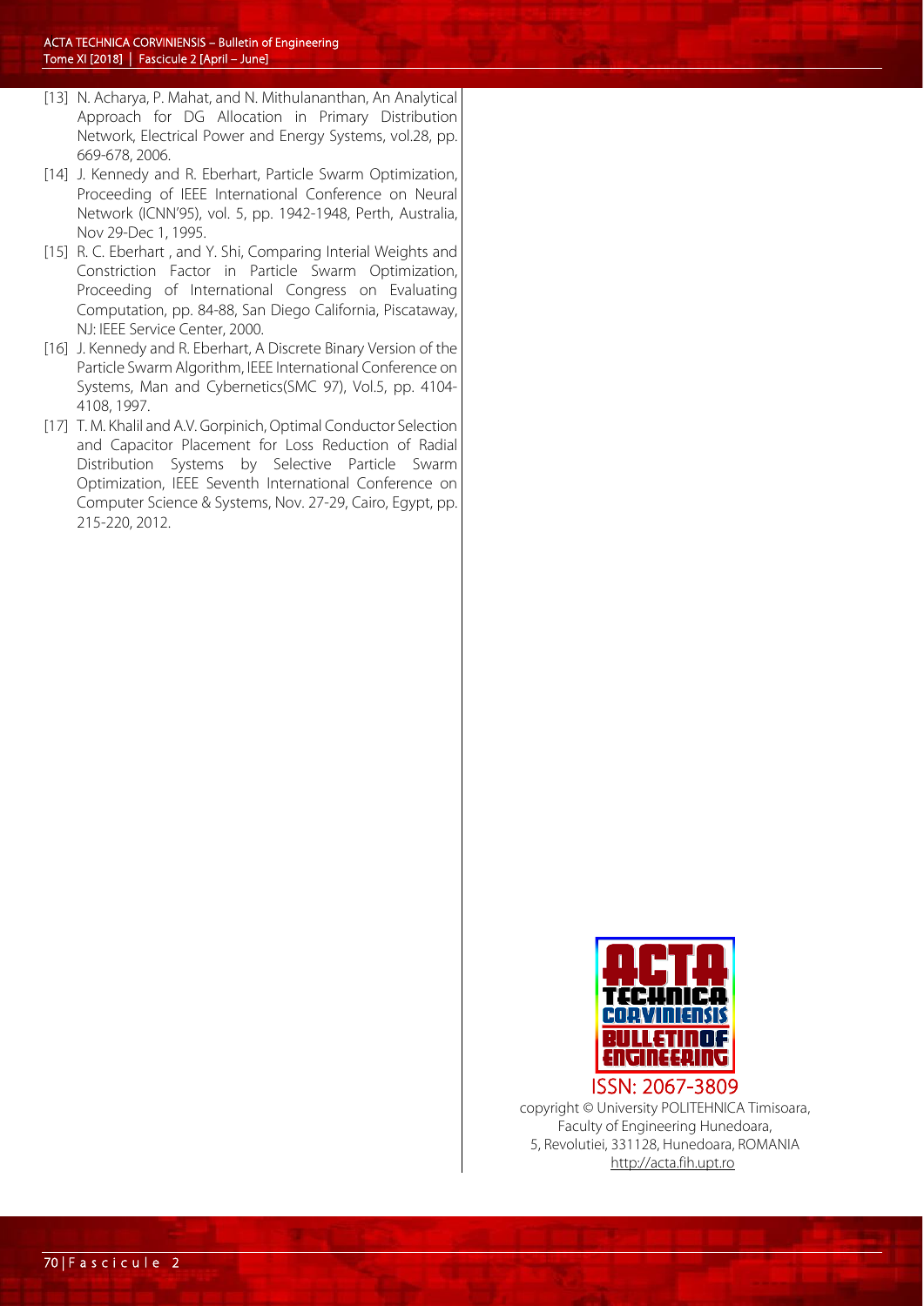[13] N. Acharya, P. Mahat, and N. Mithulananthan, An Analytical Approach for DG Allocation in Primary Distribution Network, Electrical Power and Energy Systems, vol.28, pp. 669-678, 2006.

[14] J. Kennedy and R. Eberhart, Particle Swarm Optimization, Proceeding of IEEE International Conference on Neural Network (ICNN'95), vol. 5, pp. 1942-1948, Perth, Australia, Nov 29-Dec 1, 1995.

[15] R. C. Eberhart , and Y. Shi, Comparing Interial Weights and Constriction Factor in Particle Swarm Optimization, Proceeding of International Congress on Evaluating Computation, pp. 84-88, San Diego California, Piscataway, NJ: IEEE Service Center, 2000.

[16] J. Kennedy and R. Eberhart, A Discrete Binary Version of the Particle Swarm Algorithm, IEEE International Conference on Systems, Man and Cybernetics(SMC 97), Vol.5, pp. 4104-4108, 1997.

[17] T. M. Khalil and A.V. Gorpinich, Optimal Conductor Selection and Capacitor Placement for Loss Reduction of Radial Distribution Systems by Selective Particle Swarm Optimization, IEEE Seventh International Conference on Computer Science & Systems, Nov. 27-29, Cairo, Egypt, pp. 215-220, 2012.

ISSN: 2067-3809

copyright © University POLITEHNICA Timisoara, Faculty of Engineering Hunedoara, 5, Revolutiei, 331128, Hunedoara, ROMANIA
http://acta.fih.upt.ro